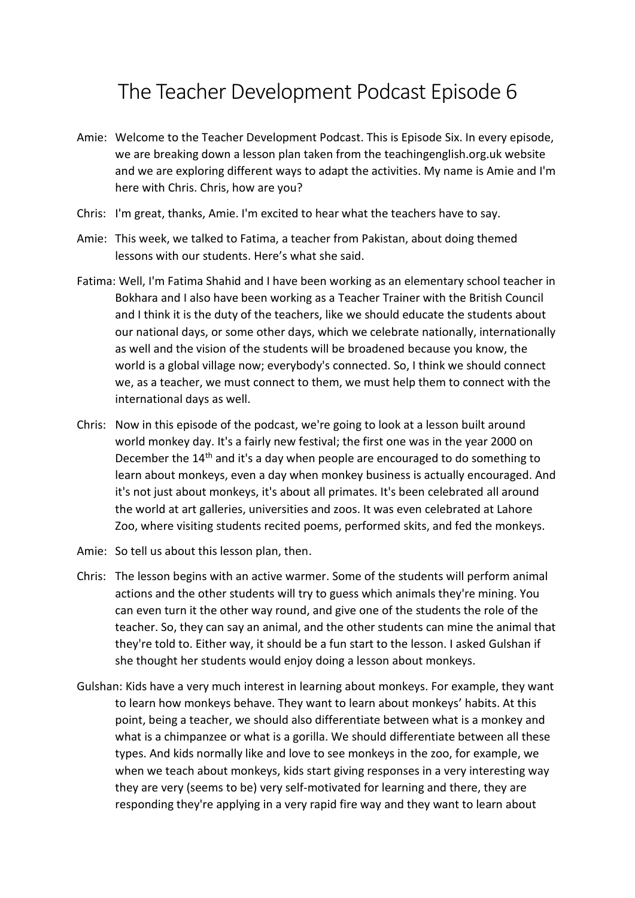# The Teacher Development Podcast Episode 6

Amie: Welcome to the Teacher Development Podcast. This is Episode Six. In every episode, we are breaking down a lesson plan taken from the teachingenglish.org.uk website and we are exploring different ways to adapt the activities. My name is Amie and I'm here with Chris. Chris, how are you?

Chris: I'm great, thanks, Amie. I'm excited to hear what the teachers have to say.

Amie: This week, we talked to Fatima, a teacher from Pakistan, about doing themed lessons with our students. Here's what she said.

Fatima: Well, I'm Fatima Shahid and I have been working as an elementary school teacher in Bokhara and I also have been working as a Teacher Trainer with the British Council and I think it is the duty of the teachers, like we should educate the students about our national days, or some other days, which we celebrate nationally, internationally as well and the vision of the students will be broadened because you know, the world is a global village now; everybody's connected. So, I think we should connect we, as a teacher, we must connect to them, we must help them to connect with the international days as well.

Chris: Now in this episode of the podcast, we're going to look at a lesson built around world monkey day. It's a fairly new festival; the first one was in the year 2000 on December the 14th and it's a day when people are encouraged to do something to learn about monkeys, even a day when monkey business is actually encouraged. And it's not just about monkeys, it's about all primates. It's been celebrated all around the world at art galleries, universities and zoos. It was even celebrated at Lahore Zoo, where visiting students recited poems, performed skits, and fed the monkeys.

Amie: So tell us about this lesson plan, then.

Chris: The lesson begins with an active warmer. Some of the students will perform animal actions and the other students will try to guess which animals they're mining. You can even turn it the other way round, and give one of the students the role of the teacher. So, they can say an animal, and the other students can mine the animal that they're told to. Either way, it should be a fun start to the lesson. I asked Gulshan if she thought her students would enjoy doing a lesson about monkeys.

Gulshan: Kids have a very much interest in learning about monkeys. For example, they want to learn how monkeys behave. They want to learn about monkeys' habits. At this point, being a teacher, we should also differentiate between what is a monkey and what is a chimpanzee or what is a gorilla. We should differentiate between all these types. And kids normally like and love to see monkeys in the zoo, for example, we when we teach about monkeys, kids start giving responses in a very interesting way they are very (seems to be) very self-motivated for learning and there, they are responding they're applying in a very rapid fire way and they want to learn about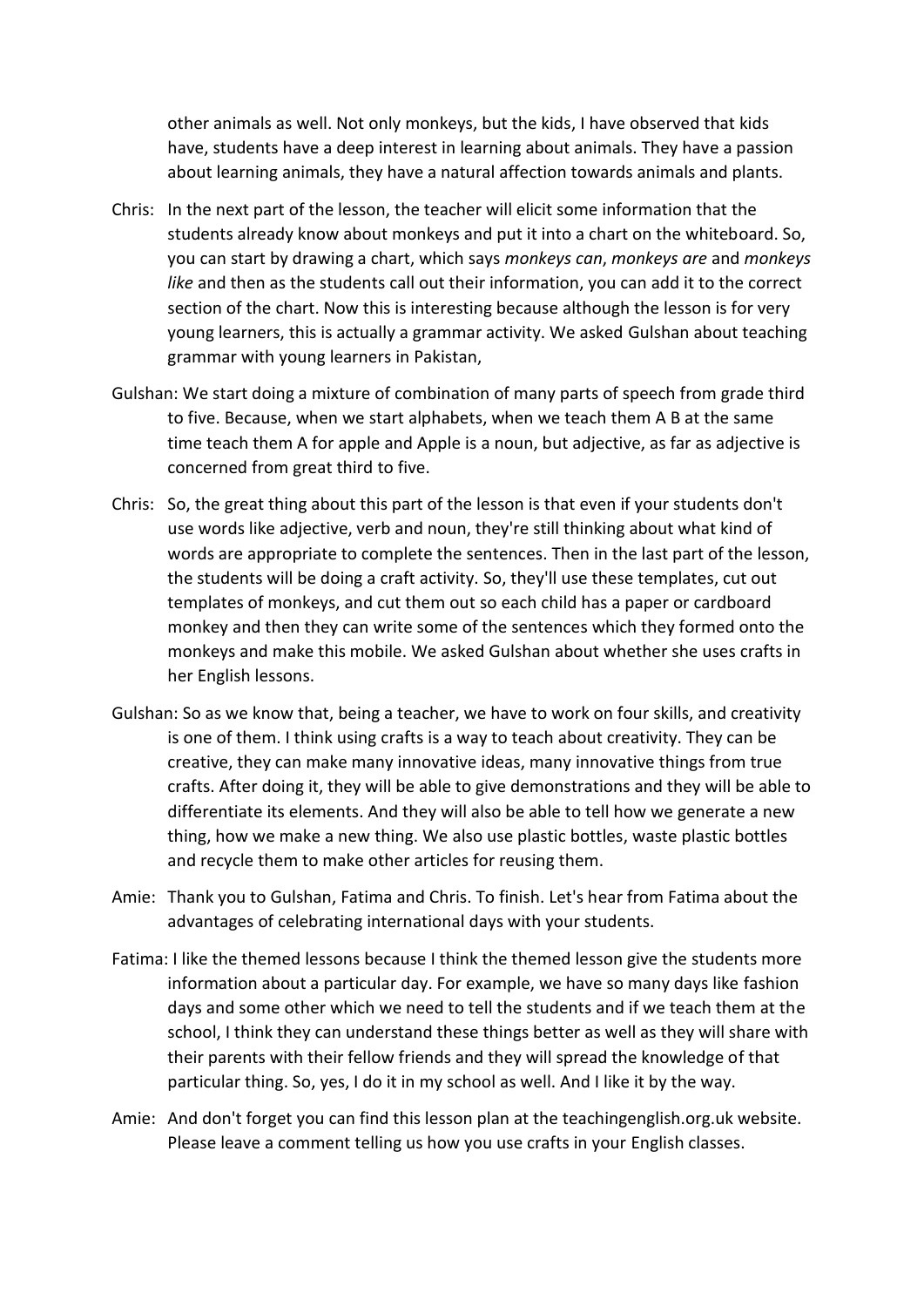other animals as well. Not only monkeys, but the kids, I have observed that kids have, students have a deep interest in learning about animals. They have a passion about learning animals, they have a natural affection towards animals and plants.

Chris: In the next part of the lesson, the teacher will elicit some information that the students already know about monkeys and put it into a chart on the whiteboard. So, you can start by drawing a chart, which says *monkeys can*, *monkeys are* and *monkeys like* and then as the students call out their information, you can add it to the correct section of the chart. Now this is interesting because although the lesson is for very young learners, this is actually a grammar activity. We asked Gulshan about teaching grammar with young learners in Pakistan,

Gulshan: We start doing a mixture of combination of many parts of speech from grade third to five. Because, when we start alphabets, when we teach them A B at the same time teach them A for apple and Apple is a noun, but adjective, as far as adjective is concerned from great third to five.

Chris: So, the great thing about this part of the lesson is that even if your students don't use words like adjective, verb and noun, they're still thinking about what kind of words are appropriate to complete the sentences. Then in the last part of the lesson, the students will be doing a craft activity. So, they'll use these templates, cut out templates of monkeys, and cut them out so each child has a paper or cardboard monkey and then they can write some of the sentences which they formed onto the monkeys and make this mobile. We asked Gulshan about whether she uses crafts in her English lessons.

Gulshan: So as we know that, being a teacher, we have to work on four skills, and creativity is one of them. I think using crafts is a way to teach about creativity. They can be creative, they can make many innovative ideas, many innovative things from true crafts. After doing it, they will be able to give demonstrations and they will be able to differentiate its elements. And they will also be able to tell how we generate a new thing, how we make a new thing. We also use plastic bottles, waste plastic bottles and recycle them to make other articles for reusing them.

Amie: Thank you to Gulshan, Fatima and Chris. To finish. Let's hear from Fatima about the advantages of celebrating international days with your students.

Fatima: I like the themed lessons because I think the themed lesson give the students more information about a particular day. For example, we have so many days like fashion days and some other which we need to tell the students and if we teach them at the school, I think they can understand these things better as well as they will share with their parents with their fellow friends and they will spread the knowledge of that particular thing. So, yes, I do it in my school as well. And I like it by the way.

Amie: And don't forget you can find this lesson plan at the teachingenglish.org.uk website. Please leave a comment telling us how you use crafts in your English classes.